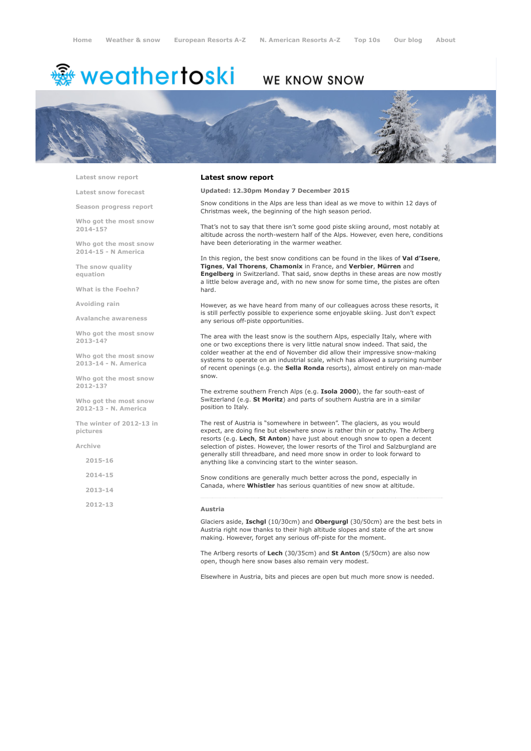Home | Weather & snow | European Resorts A-Z | N. American Resorts A-Z | Top 10s | Our blog | About

weathertoski WE KNOW SNOW

- Latest snow report
- Latest snow forecast
- Season progress report
- Who got the most snow 2014-15?
- Who got the most snow 2014-15 - N America
- The snow quality equation
- What is the Foehn?
- Avoiding rain
- Avalanche awareness
- Who got the most snow 2013-14?
- Who got the most snow 2013-14 - N. America
- Who got the most snow 2012-13?
- Who got the most snow 2012-13 - N. America
- The winter of 2012-13 in pictures
- Archive
  - 2015-16
  - 2014-15
  - 2013-14
  - 2012-13

## Latest snow report

**Updated: 12.30pm Monday 7 December 2015**

Snow conditions in the Alps are less than ideal as we move to within 12 days of Christmas week, the beginning of the high season period.

That's not to say that there isn't some good piste skiing around, most notably at altitude across the north-western half of the Alps. However, even here, conditions have been deteriorating in the warmer weather.

In this region, the best snow conditions can be found in the likes of **Val d'Isere**, **Tignes**, **Val Thorens**, **Chamonix** in France, and **Verbier**, **Mürren** and **Engelberg** in Switzerland. That said, snow depths in these areas are now mostly a little below average and, with no new snow for some time, the pistes are often hard.

However, as we have heard from many of our colleagues across these resorts, it is still perfectly possible to experience some enjoyable skiing. Just don't expect any serious off-piste opportunities.

The area with the least snow is the southern Alps, especially Italy, where with one or two exceptions there is very little natural snow indeed. That said, the colder weather at the end of November did allow their impressive snow-making systems to operate on an industrial scale, which has allowed a surprising number of recent openings (e.g. the **Sella Ronda** resorts), almost entirely on man-made snow.

The extreme southern French Alps (e.g. **Isola 2000**), the far south-east of Switzerland (e.g. **St Moritz**) and parts of southern Austria are in a similar position to Italy.

The rest of Austria is "somewhere in between". The glaciers, as you would expect, are doing fine but elsewhere snow is rather thin or patchy. The Arlberg resorts (e.g. **Lech**, **St Anton**) have just about enough snow to open a decent selection of pistes. However, the lower resorts of the Tirol and Salzburgland are generally still threadbare, and need more snow in order to look forward to anything like a convincing start to the winter season.

Snow conditions are generally much better across the pond, especially in Canada, where **Whistler** has serious quantities of new snow at altitude.

---

### Austria

Glaciers aside, **Ischgl** (10/30cm) and **Obergurgl** (30/50cm) are the best bets in Austria right now thanks to their high altitude slopes and state of the art snow making. However, forget any serious off-piste for the moment.

The Arlberg resorts of **Lech** (30/35cm) and **St Anton** (5/50cm) are also now open, though here snow bases also remain very modest.

Elsewhere in Austria, bits and pieces are open but much more snow is needed.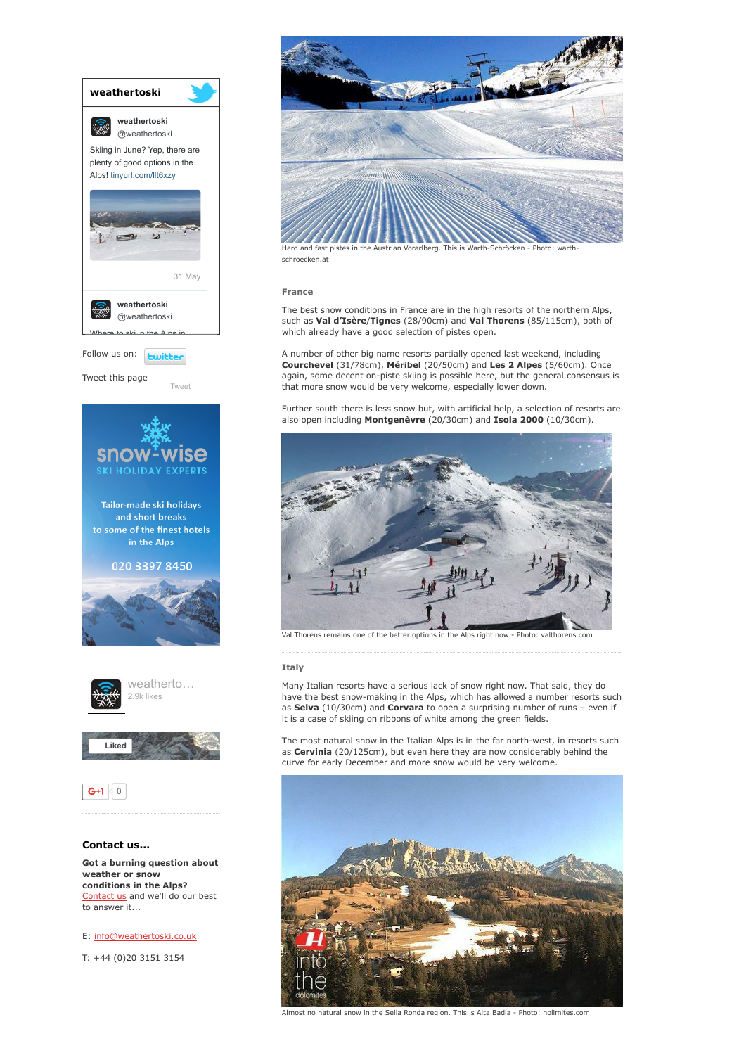**weathertoski**

weathertoski
@weathertoski

Skiing in June? Yep, there are plenty of good options in the Alps! tinyurl.com/llt6xzy

31 May

weathertoski
@weathertoski

Where to ski in the Alps in...

Follow us on: twitter

Tweet this page

Tweet

snow-wise
SKI HOLIDAY EXPERTS

Tailor-made ski holidays and short breaks to some of the finest hotels in the Alps

020 3397 8450

weatherto...
2.9k likes

Liked

G+1 0

### Contact us...

**Got a burning question about weather or snow conditions in the Alps?**
Contact us and we'll do our best to answer it...

E: info@weathertoski.co.uk

T: +44 (0)20 3151 3154

Hard and fast pistes in the Austrian Vorarlberg. This is Warth-Schröcken - Photo: warth-schroecken.at

### France

The best snow conditions in France are in the high resorts of the northern Alps, such as **Val d'Isère/Tignes** (28/90cm) and **Val Thorens** (85/115cm), both of which already have a good selection of pistes open.

A number of other big name resorts partially opened last weekend, including **Courchevel** (31/78cm), **Méribel** (20/50cm) and **Les 2 Alpes** (5/60cm). Once again, some decent on-piste skiing is possible here, but the general consensus is that more snow would be very welcome, especially lower down.

Further south there is less snow but, with artificial help, a selection of resorts are also open including **Montgenèvre** (20/30cm) and **Isola 2000** (10/30cm).

Val Thorens remains one of the better options in the Alps right now - Photo: valthorens.com

### Italy

Many Italian resorts have a serious lack of snow right now. That said, they do have the best snow-making in the Alps, which has allowed a number resorts such as **Selva** (10/30cm) and **Corvara** to open a surprising number of runs – even if it is a case of skiing on ribbons of white among the green fields.

The most natural snow in the Italian Alps is in the far north-west, in resorts such as **Cervinia** (20/125cm), but even here they are now considerably behind the curve for early December and more snow would be very welcome.

Almost no natural snow in the Sella Ronda region. This is Alta Badia - Photo: holimites.com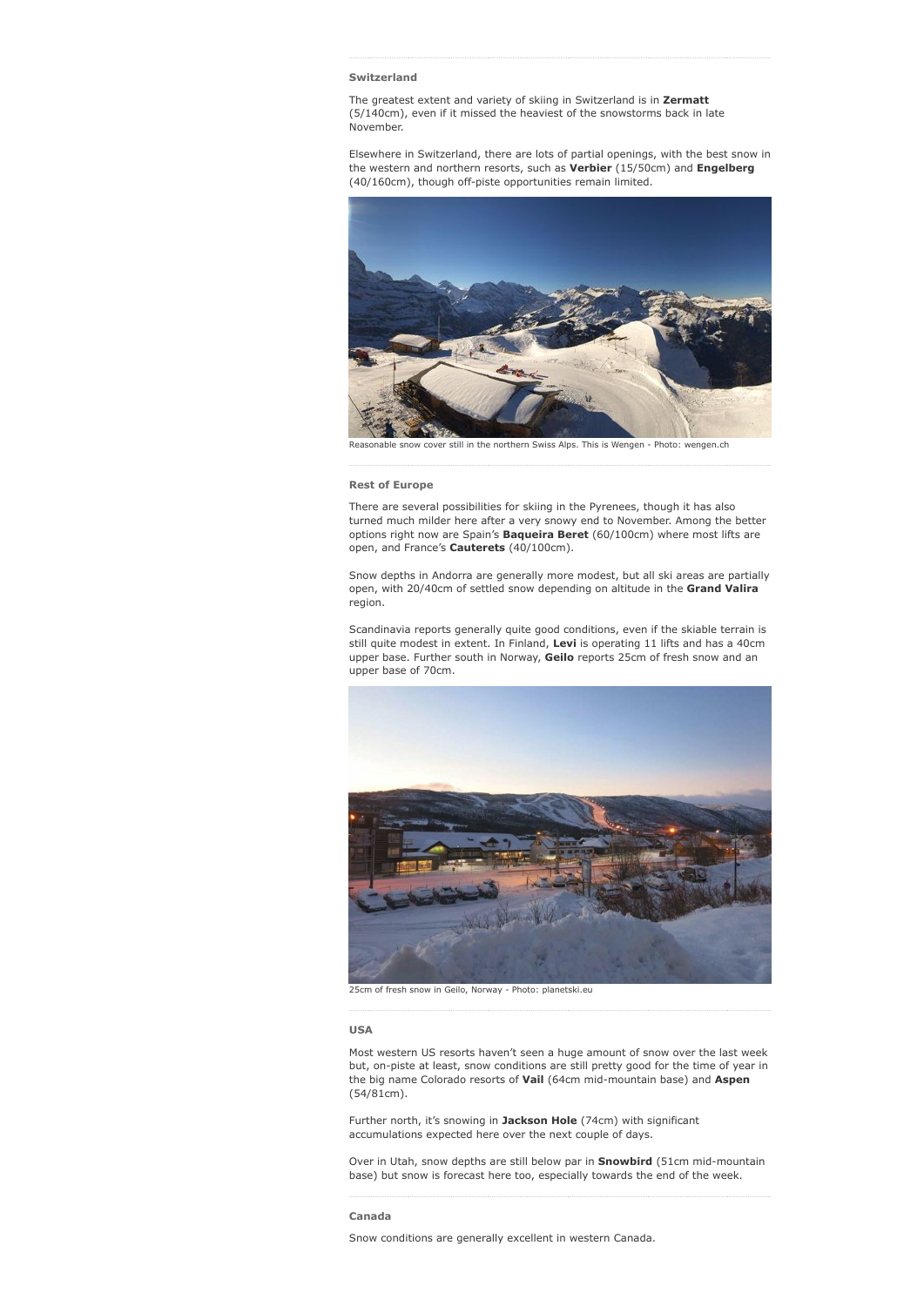### Switzerland

The greatest extent and variety of skiing in Switzerland is in **Zermatt** (5/140cm), even if it missed the heaviest of the snowstorms back in late November.

Elsewhere in Switzerland, there are lots of partial openings, with the best snow in the western and northern resorts, such as **Verbier** (15/50cm) and **Engelberg** (40/160cm), though off-piste opportunities remain limited.

Reasonable snow cover still in the northern Swiss Alps. This is Wengen - Photo: wengen.ch

### Rest of Europe

There are several possibilities for skiing in the Pyrenees, though it has also turned much milder here after a very snowy end to November. Among the better options right now are Spain's **Baqueira Beret** (60/100cm) where most lifts are open, and France's **Cauterets** (40/100cm).

Snow depths in Andorra are generally more modest, but all ski areas are partially open, with 20/40cm of settled snow depending on altitude in the **Grand Valira** region.

Scandinavia reports generally quite good conditions, even if the skiable terrain is still quite modest in extent. In Finland, **Levi** is operating 11 lifts and has a 40cm upper base. Further south in Norway, **Geilo** reports 25cm of fresh snow and an upper base of 70cm.

25cm of fresh snow in Geilo, Norway - Photo: planetski.eu

### USA

Most western US resorts haven't seen a huge amount of snow over the last week but, on-piste at least, snow conditions are still pretty good for the time of year in the big name Colorado resorts of **Vail** (64cm mid-mountain base) and **Aspen** (54/81cm).

Further north, it's snowing in **Jackson Hole** (74cm) with significant accumulations expected here over the next couple of days.

Over in Utah, snow depths are still below par in **Snowbird** (51cm mid-mountain base) but snow is forecast here too, especially towards the end of the week.

### Canada

Snow conditions are generally excellent in western Canada.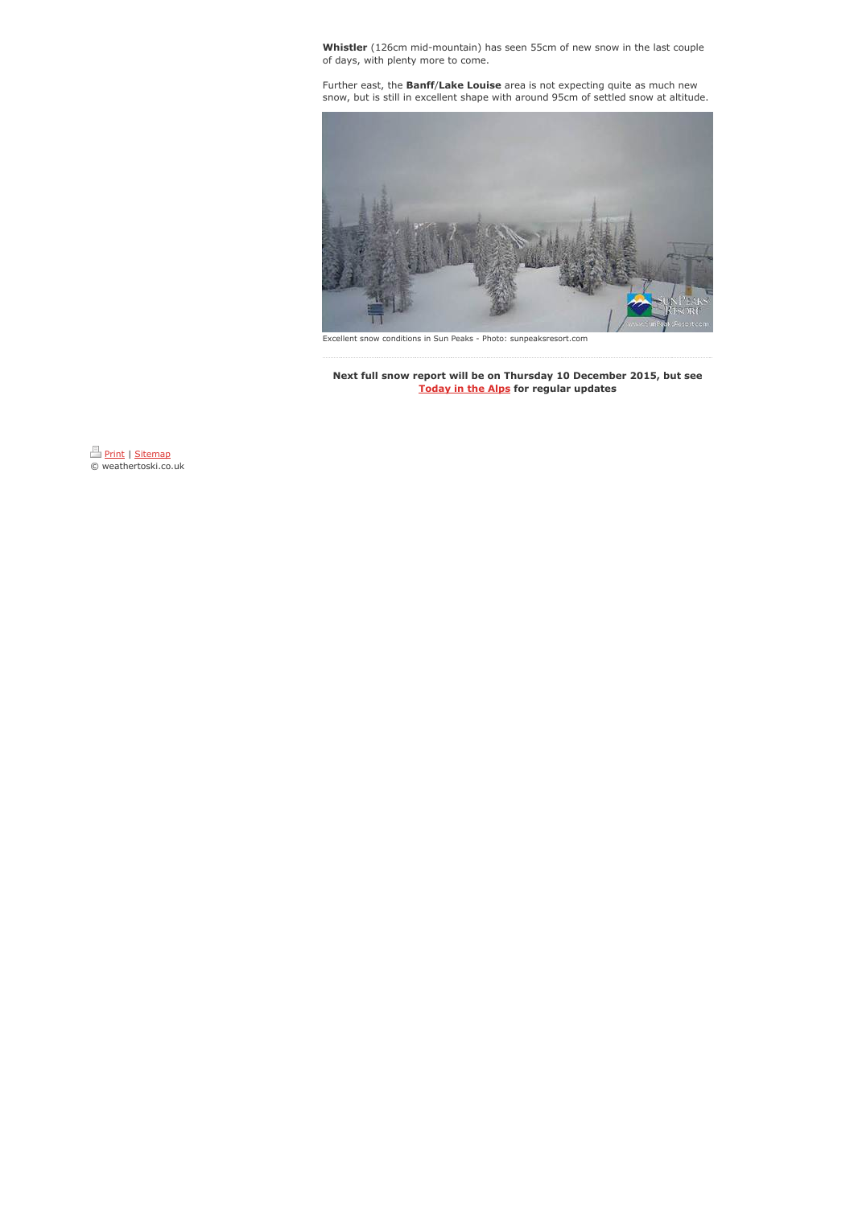**Whistler** (126cm mid-mountain) has seen 55cm of new snow in the last couple of days, with plenty more to come.

Further east, the **Banff**/**Lake Louise** area is not expecting quite as much new snow, but is still in excellent shape with around 95cm of settled snow at altitude.

Excellent snow conditions in Sun Peaks - Photo: sunpeaksresort.com

**Next full snow report will be on Thursday 10 December 2015, but see Today in the Alps for regular updates**

Print | Sitemap
© weathertoski.co.uk